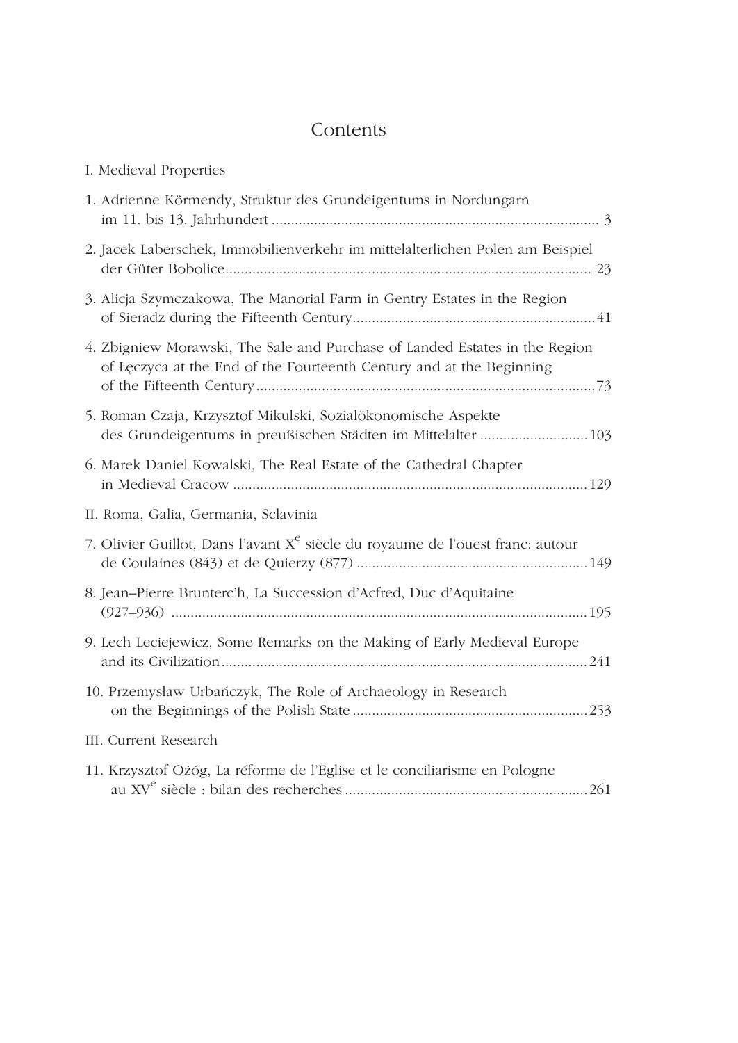# Contents

I. Medieval Properties

1. Adrienne Körmendy, Struktur des Grundeigentums in Nordungarn im 11. bis 13. Jahrhundert ... 3

2. Jacek Laberschek, Immobilienverkehr im mittelalterlichen Polen am Beispiel der Güter Bobolice ... 23

3. Alicja Szymczakowa, The Manorial Farm in Gentry Estates in the Region of Sieradz during the Fifteenth Century ... 41

4. Zbigniew Morawski, The Sale and Purchase of Landed Estates in the Region of Łęczyca at the End of the Fourteenth Century and at the Beginning of the Fifteenth Century ... 73

5. Roman Czaja, Krzysztof Mikulski, Sozialökonomische Aspekte des Grundeigentums in preußischen Städten im Mittelalter ... 103

6. Marek Daniel Kowalski, The Real Estate of the Cathedral Chapter in Medieval Cracow ... 129

II. Roma, Galia, Germania, Sclavinia

7. Olivier Guillot, Dans l'avant X^e siècle du royaume de l'ouest franc: autour de Coulaines (843) et de Quierzy (877) ... 149

8. Jean–Pierre Brunterc'h, La Succession d'Acfred, Duc d'Aquitaine (927–936) ... 195

9. Lech Leciejewicz, Some Remarks on the Making of Early Medieval Europe and its Civilization ... 241

10. Przemysław Urbańczyk, The Role of Archaeology in Research on the Beginnings of the Polish State ... 253

III. Current Research

11. Krzysztof Ożóg, La réforme de l'Eglise et le conciliarisme en Pologne au XV^e siècle : bilan des recherches ... 261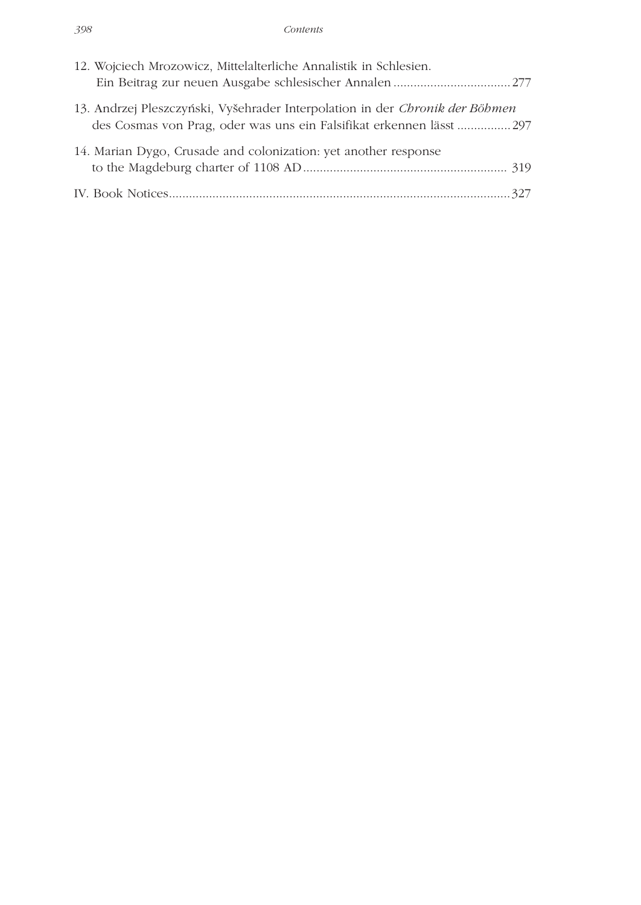12. Wojciech Mrozowicz, Mittelalterliche Annalistik in Schlesien. Ein Beitrag zur neuen Ausgabe schlesischer Annalen ................................... 277

13. Andrzej Pleszczyński, Vyšehrader Interpolation in der *Chronik der Böhmen* des Cosmas von Prag, oder was uns ein Falsifikat erkennen lässt ................ 297

14. Marian Dygo, Crusade and colonization: yet another response to the Magdeburg charter of 1108 AD ............................................................. 319

IV. Book Notices ...................................................................................................... 327